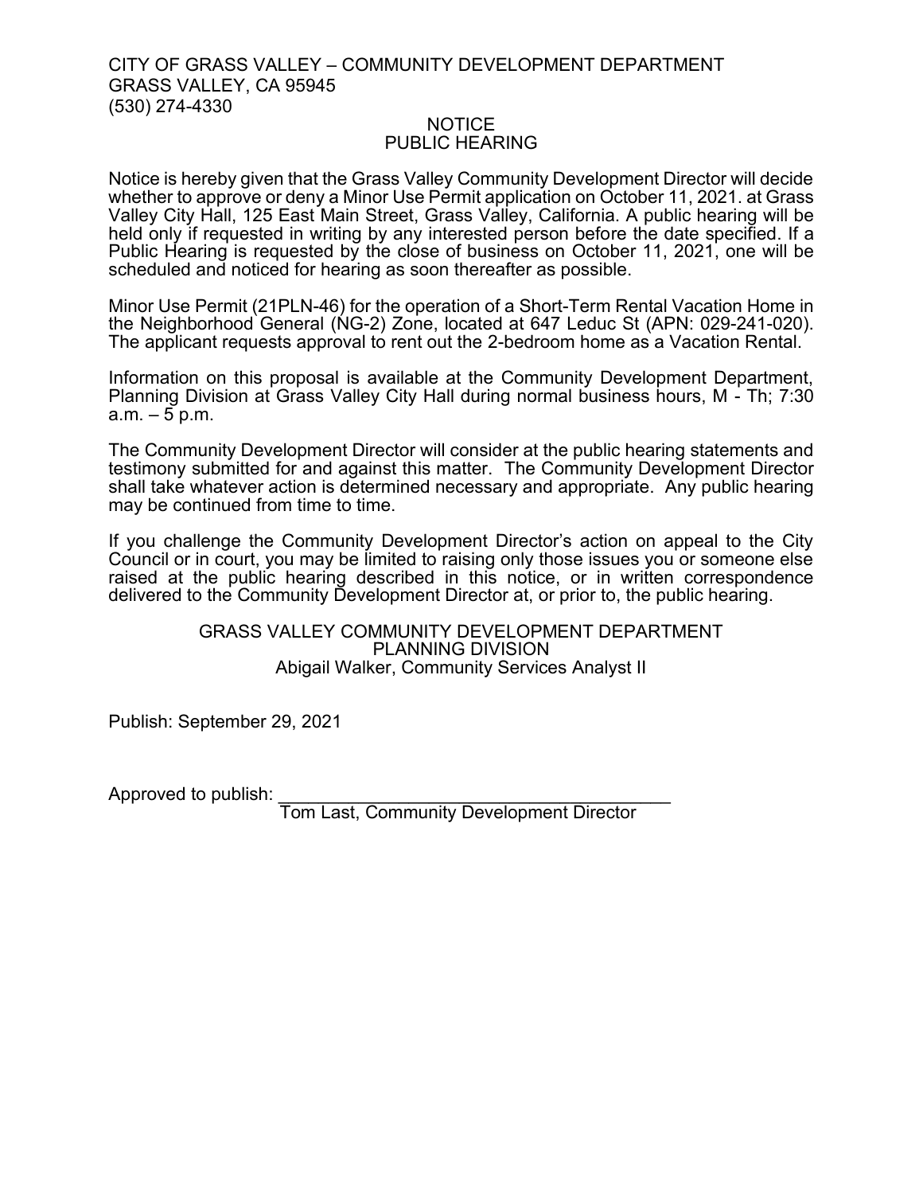CITY OF GRASS VALLEY – COMMUNITY DEVELOPMENT DEPARTMENT
GRASS VALLEY, CA 95945
(530) 274-4330

# NOTICE
# PUBLIC HEARING

Notice is hereby given that the Grass Valley Community Development Director will decide whether to approve or deny a Minor Use Permit application on October 11, 2021. at Grass Valley City Hall, 125 East Main Street, Grass Valley, California. A public hearing will be held only if requested in writing by any interested person before the date specified. If a Public Hearing is requested by the close of business on October 11, 2021, one will be scheduled and noticed for hearing as soon thereafter as possible.

Minor Use Permit (21PLN-46) for the operation of a Short-Term Rental Vacation Home in the Neighborhood General (NG-2) Zone, located at 647 Leduc St (APN: 029-241-020). The applicant requests approval to rent out the 2-bedroom home as a Vacation Rental.

Information on this proposal is available at the Community Development Department, Planning Division at Grass Valley City Hall during normal business hours, M - Th; 7:30 a.m. – 5 p.m.

The Community Development Director will consider at the public hearing statements and testimony submitted for and against this matter. The Community Development Director shall take whatever action is determined necessary and appropriate. Any public hearing may be continued from time to time.

If you challenge the Community Development Director's action on appeal to the City Council or in court, you may be limited to raising only those issues you or someone else raised at the public hearing described in this notice, or in written correspondence delivered to the Community Development Director at, or prior to, the public hearing.

GRASS VALLEY COMMUNITY DEVELOPMENT DEPARTMENT
PLANNING DIVISION
Abigail Walker, Community Services Analyst II

Publish: September 29, 2021

Approved to publish: ________________________________________
Tom Last, Community Development Director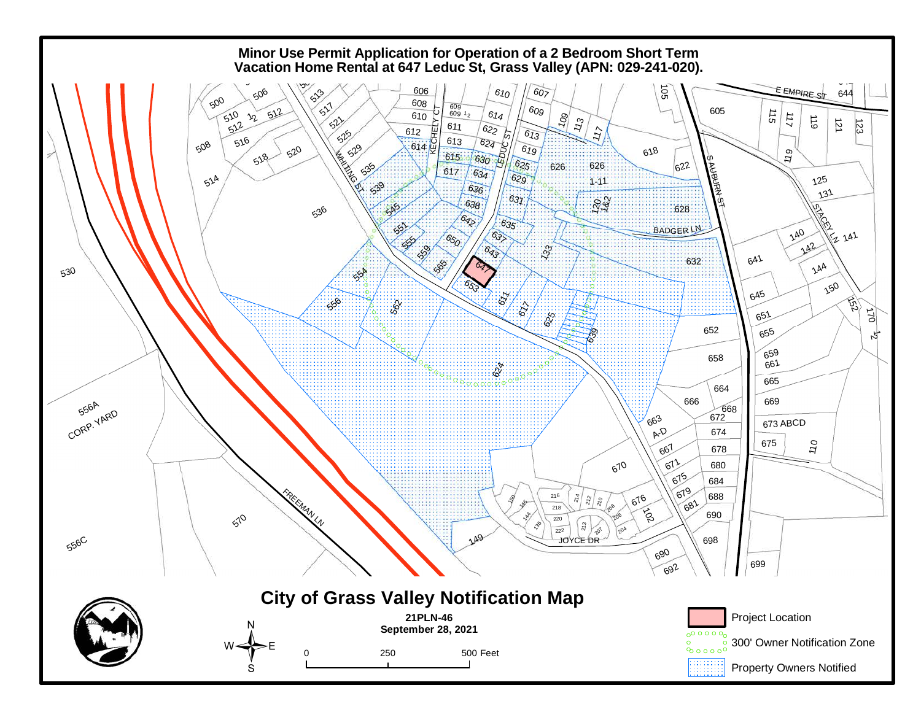# Minor Use Permit Application for Operation of a 2 Bedroom Short Term Vacation Home Rental at 647 Leduc St, Grass Valley (APN: 029-241-020).

## City of Grass Valley Notification Map

**21PLN-46**
**September 28, 2021**

0 250 500 Feet

N W E S

Project Location

300' Owner Notification Zone

Property Owners Notified

E EMPIRE ST
WHITING ST
KECHELY CT
LEDUC ST
S AUBURN ST
BADGER LN
STACEY LN
FREEMAN LN
JOYCE DR
556A CORP. YARD